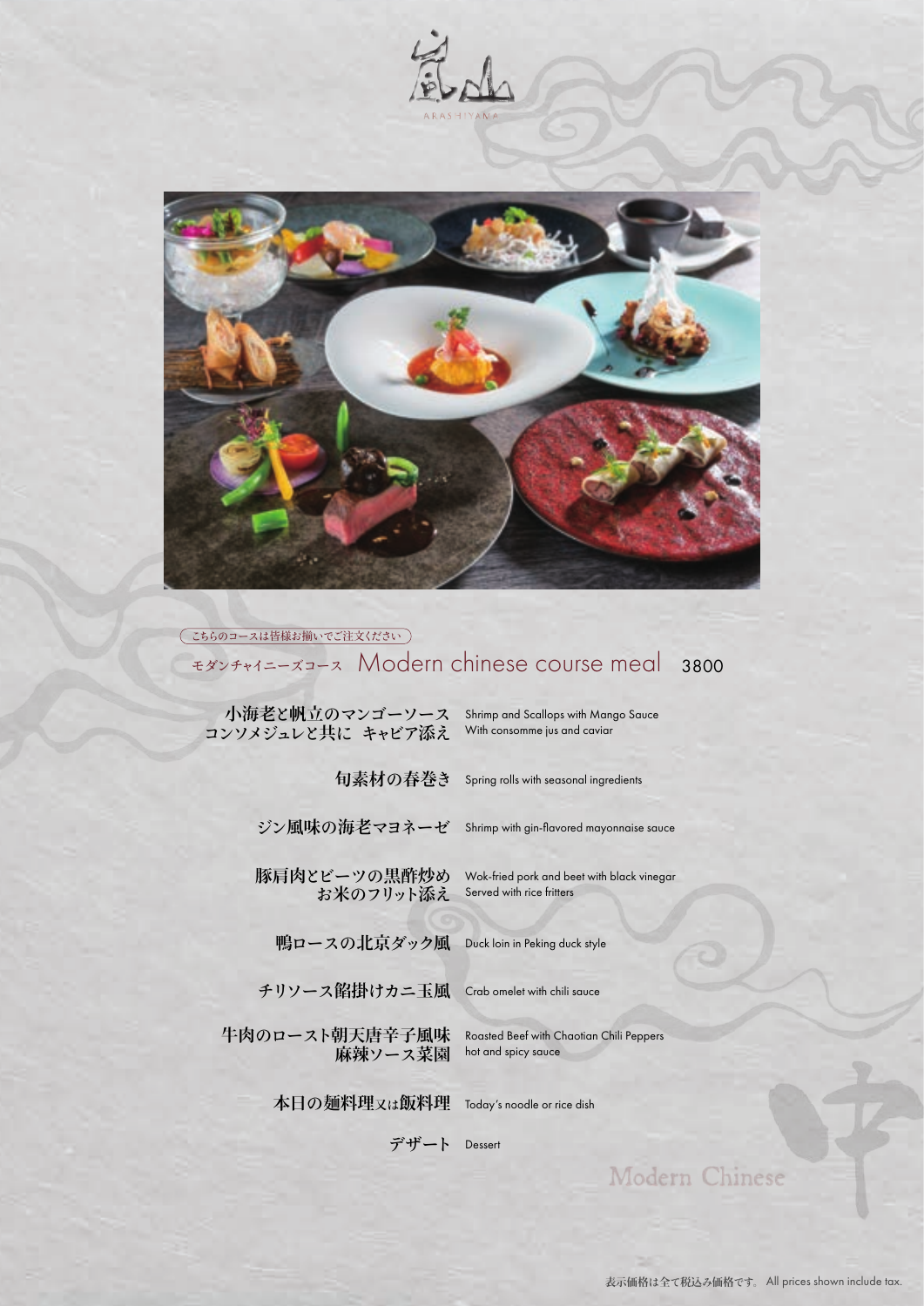# 嵐山

ARASHIYAMA

こちらのコースは皆様お揃いでご注文ください

## モダンチャイニーズコース Modern chinese course meal 3800

| | |
|---|---|
| 小海老と帆立のマンゴーソース コンソメジュレと共に キャビア添え | Shrimp and Scallops with Mango Sauce With consomme jus and caviar |
| 旬素材の春巻き | Spring rolls with seasonal ingredients |
| ジン風味の海老マヨネーゼ | Shrimp with gin-flavored mayonnaise sauce |
| 豚肩肉とビーツの黒酢炒め お米のフリット添え | Wok-fried pork and beet with black vinegar Served with rice fritters |
| 鴨ロースの北京ダック風 | Duck loin in Peking duck style |
| チリソース餡掛けカニ玉風 | Crab omelet with chili sauce |
| 牛肉のロースト朝天唐辛子風味 麻辣ソース菜園 | Roasted Beef with Chaotian Chili Peppers hot and spicy sauce |
| 本日の麺料理又は飯料理 | Today's noodle or rice dish |
| デザート | Dessert |

Modern Chinese

表示価格は全て税込み価格です。 All prices shown include tax.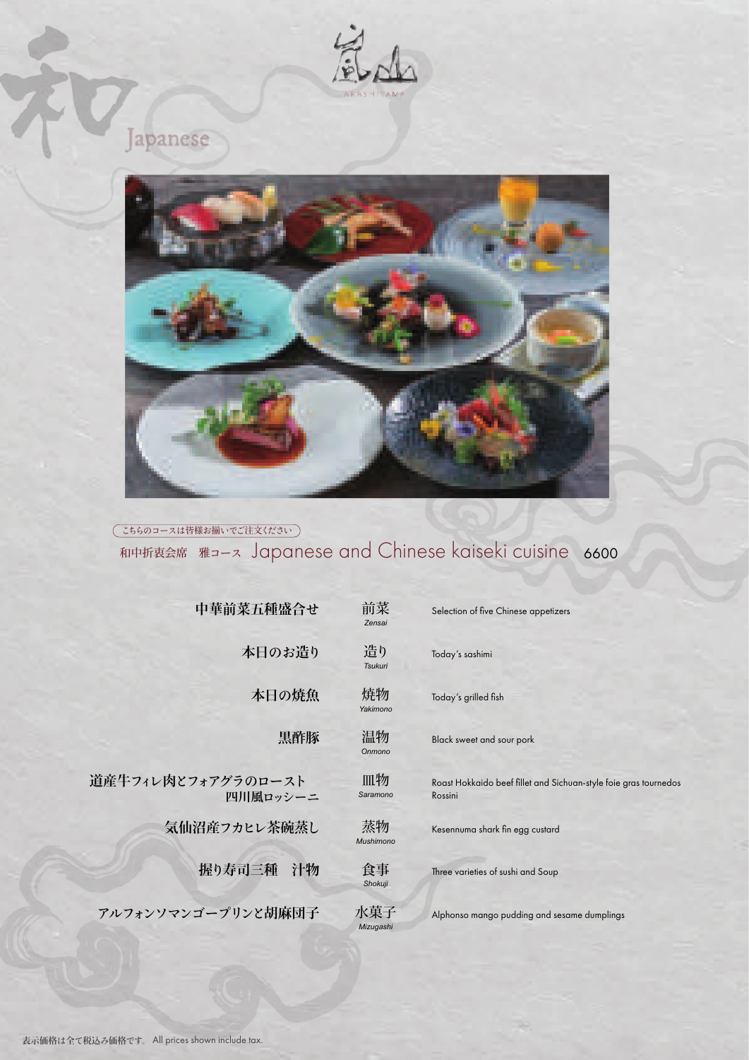嵐山
ARASHIYAMA

# 和 Japanese

こちらのコースは皆様お揃いでご注文ください

## 和中折衷会席　雅コース　Japanese and Chinese kaiseki cuisine　6600

| | | |
|---|---|---|
| 中華前菜五種盛合せ | 前菜 *Zensai* | Selection of five Chinese appetizers |
| 本日のお造り | 造り *Tsukuri* | Today's sashimi |
| 本日の焼魚 | 焼物 *Yakimono* | Today's grilled fish |
| 黒酢豚 | 温物 *Onmono* | Black sweet and sour pork |
| 道産牛フィレ肉とフォアグラのロースト 四川風ロッシーニ | 皿物 *Saramono* | Roast Hokkaido beef fillet and Sichuan-style foie gras tournedos Rossini |
| 気仙沼産フカヒレ茶碗蒸し | 蒸物 *Mushimono* | Kesennuma shark fin egg custard |
| 握り寿司三種　汁物 | 食事 *Shokuji* | Three varieties of sushi and Soup |
| アルフォンソマンゴープリンと胡麻団子 | 水菓子 *Mizugashi* | Alphonso mango pudding and sesame dumplings |

表示価格は全て税込み価格です。 All prices shown include tax.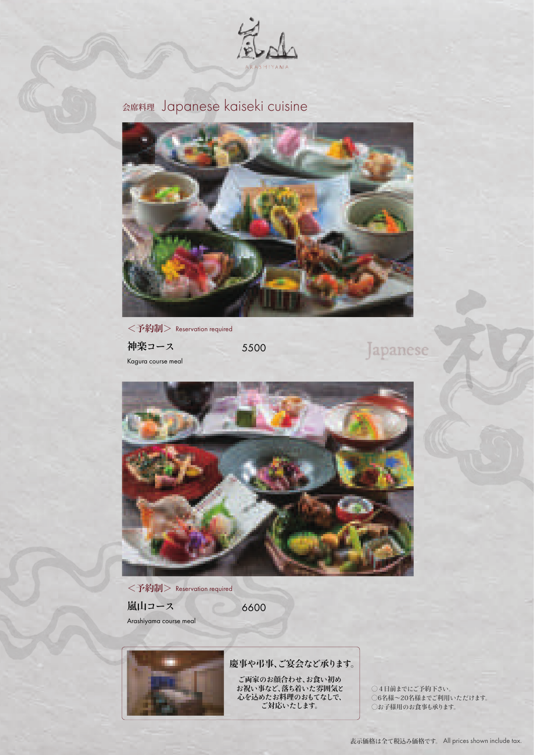嵐山

ARASHIYAMA

## 会席料理 Japanese kaiseki cuisine

＜予約制＞ Reservation required

**神楽コース** 5500

Kagura course meal

Japanese

＜予約制＞ Reservation required

**嵐山コース** 6600

Arashiyama course meal

**慶事や弔事、ご宴会など承ります。**

ご両家のお顔合わせ、お食い初め
お祝い事など、落ち着いた雰囲気と
心を込めたお料理のおもてなしで、
ご対応いたします。

- ◯4日前までにご予約下さい。
- ◯6名様～20名様までご利用いただけます。
- ◯お子様用のお食事も承ります。

表示価格は全て税込み価格です。 All prices shown include tax.